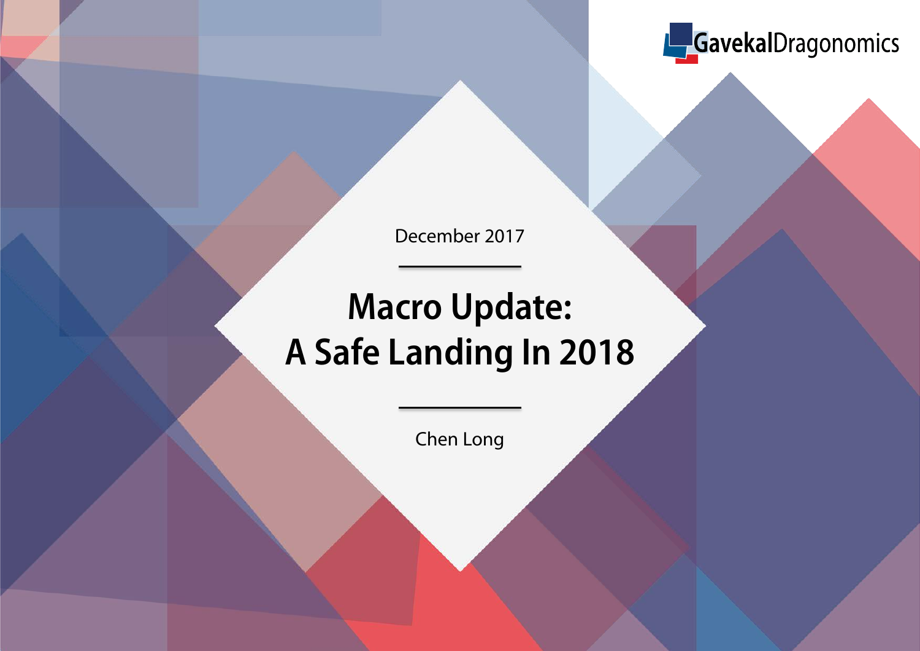GavekalDragonomics

December 2017

# Macro Update: A Safe Landing In 2018

Chen Long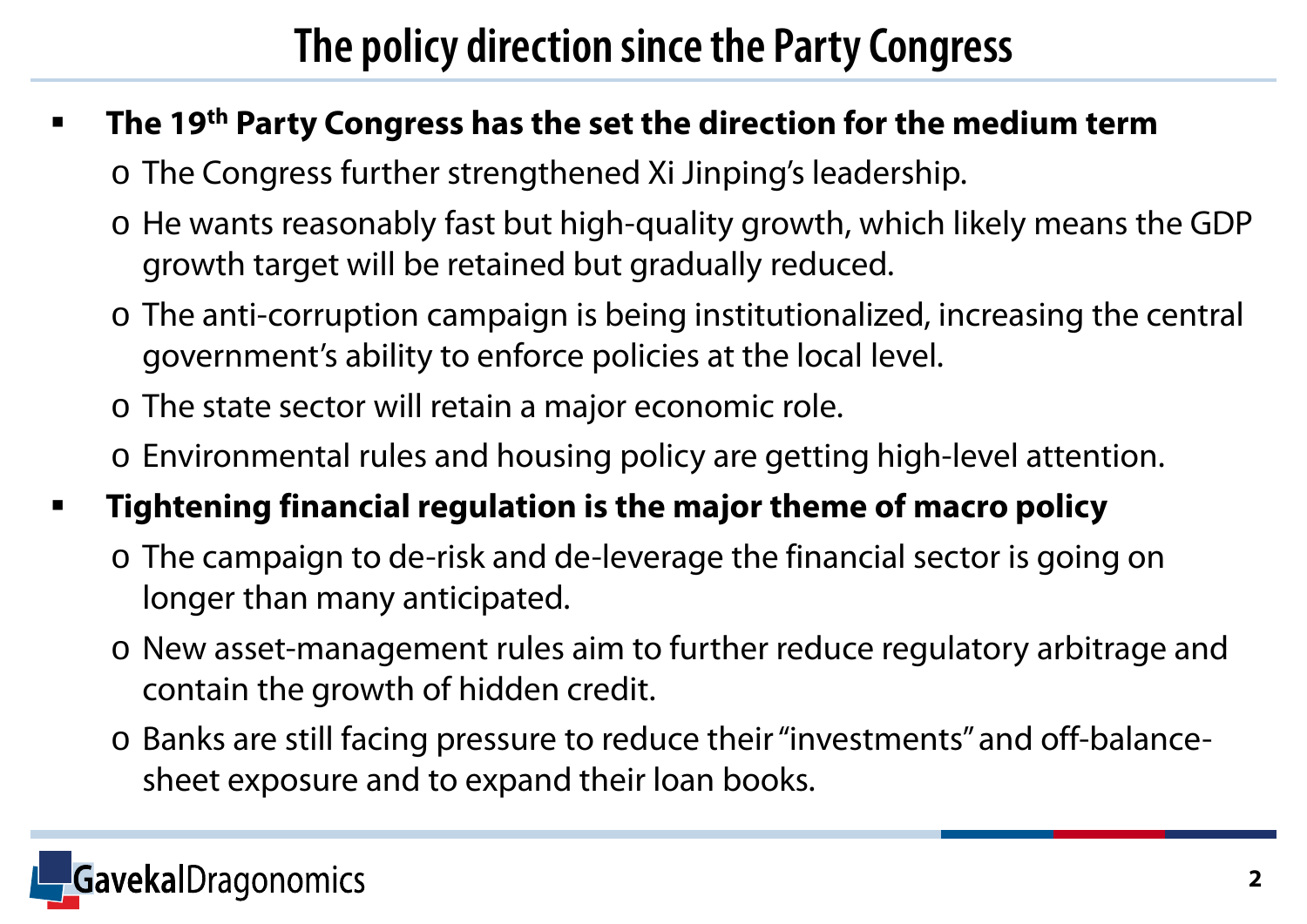# The policy direction since the Party Congress

- **The 19th Party Congress has the set the direction for the medium term**
  - The Congress further strengthened Xi Jinping's leadership.
  - He wants reasonably fast but high-quality growth, which likely means the GDP growth target will be retained but gradually reduced.
  - The anti-corruption campaign is being institutionalized, increasing the central government's ability to enforce policies at the local level.
  - The state sector will retain a major economic role.
  - Environmental rules and housing policy are getting high-level attention.
- **Tightening financial regulation is the major theme of macro policy**
  - The campaign to de-risk and de-leverage the financial sector is going on longer than many anticipated.
  - New asset-management rules aim to further reduce regulatory arbitrage and contain the growth of hidden credit.
  - Banks are still facing pressure to reduce their "investments" and off-balance-sheet exposure and to expand their loan books.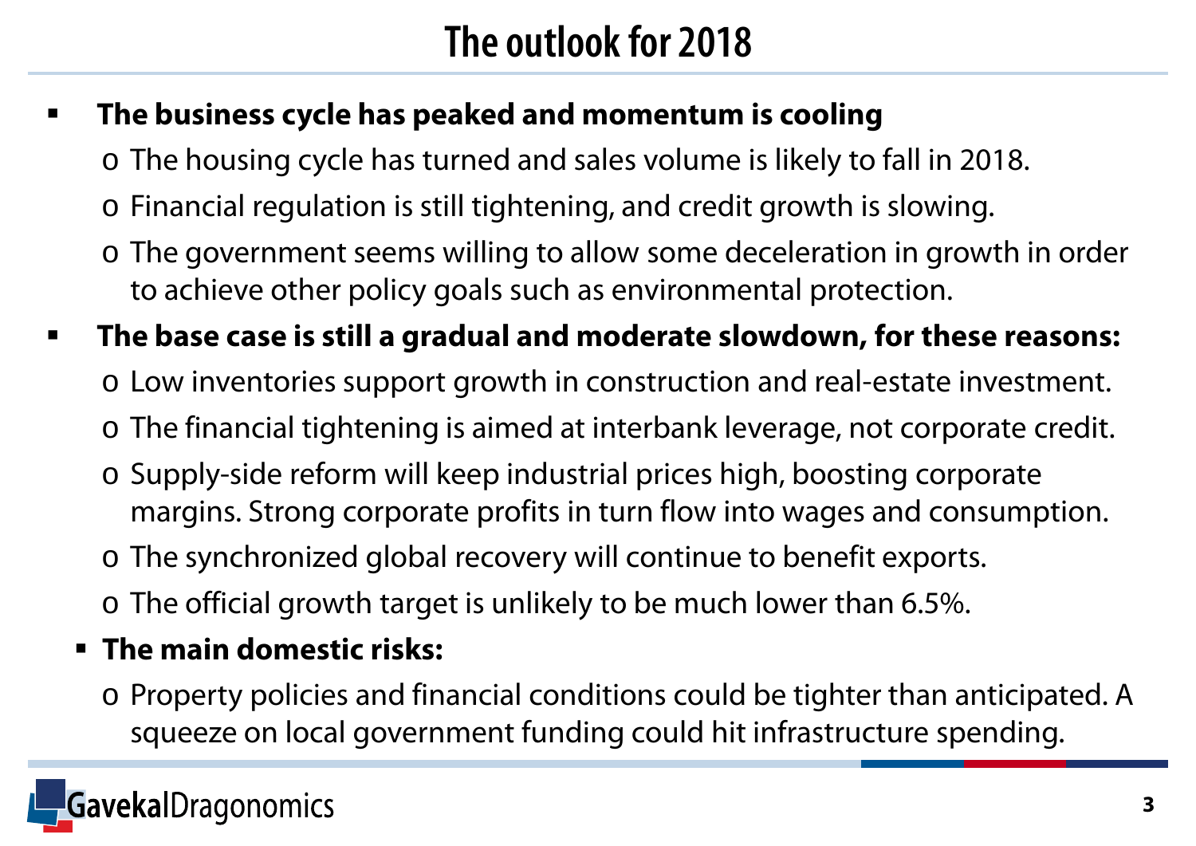# The outlook for 2018

- **The business cycle has peaked and momentum is cooling**
  - The housing cycle has turned and sales volume is likely to fall in 2018.
  - Financial regulation is still tightening, and credit growth is slowing.
  - The government seems willing to allow some deceleration in growth in order to achieve other policy goals such as environmental protection.
- **The base case is still a gradual and moderate slowdown, for these reasons:**
  - Low inventories support growth in construction and real-estate investment.
  - The financial tightening is aimed at interbank leverage, not corporate credit.
  - Supply-side reform will keep industrial prices high, boosting corporate margins. Strong corporate profits in turn flow into wages and consumption.
  - The synchronized global recovery will continue to benefit exports.
  - The official growth target is unlikely to be much lower than 6.5%.
  - **The main domestic risks:**
    - Property policies and financial conditions could be tighter than anticipated. A squeeze on local government funding could hit infrastructure spending.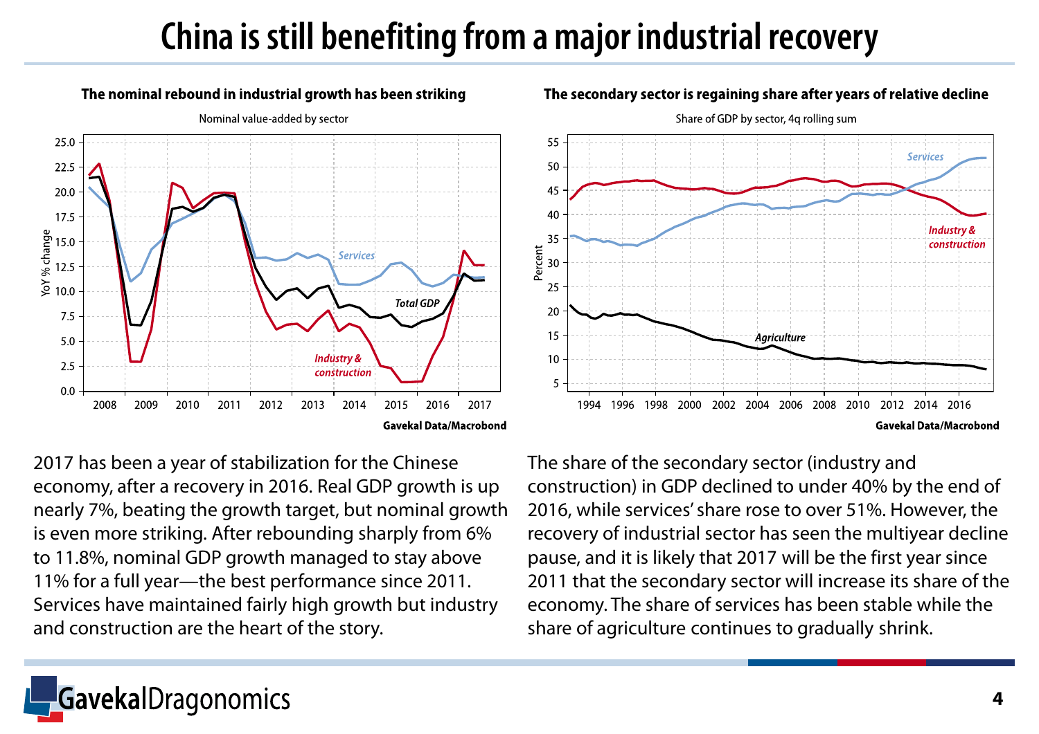# China is still benefiting from a major industrial recovery

**The nominal rebound in industrial growth has been striking**

Nominal value-added by sector

Gavekal Data/Macrobond

**The secondary sector is regaining share after years of relative decline**

Share of GDP by sector, 4q rolling sum

Gavekal Data/Macrobond

2017 has been a year of stabilization for the Chinese economy, after a recovery in 2016. Real GDP growth is up nearly 7%, beating the growth target, but nominal growth is even more striking. After rebounding sharply from 6% to 11.8%, nominal GDP growth managed to stay above 11% for a full year—the best performance since 2011. Services have maintained fairly high growth but industry and construction are the heart of the story.

The share of the secondary sector (industry and construction) in GDP declined to under 40% by the end of 2016, while services' share rose to over 51%. However, the recovery of industrial sector has seen the multiyear decline pause, and it is likely that 2017 will be the first year since 2011 that the secondary sector will increase its share of the economy. The share of services has been stable while the share of agriculture continues to gradually shrink.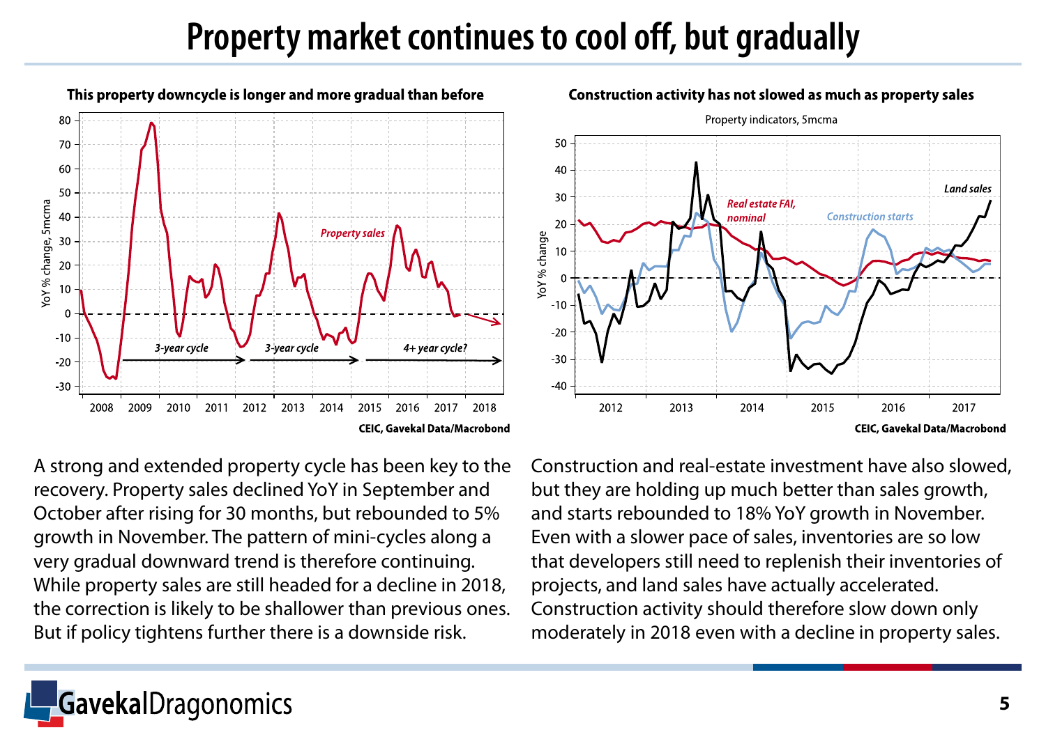# Property market continues to cool off, but gradually

**This property downcycle is longer and more gradual than before**

CEIC, Gavekal Data/Macrobond

**Construction activity has not slowed as much as property sales**

Property indicators, 5mcma

CEIC, Gavekal Data/Macrobond

A strong and extended property cycle has been key to the recovery. Property sales declined YoY in September and October after rising for 30 months, but rebounded to 5% growth in November. The pattern of mini-cycles along a very gradual downward trend is therefore continuing. While property sales are still headed for a decline in 2018, the correction is likely to be shallower than previous ones. But if policy tightens further there is a downside risk.

Construction and real-estate investment have also slowed, but they are holding up much better than sales growth, and starts rebounded to 18% YoY growth in November. Even with a slower pace of sales, inventories are so low that developers still need to replenish their inventories of projects, and land sales have actually accelerated. Construction activity should therefore slow down only moderately in 2018 even with a decline in property sales.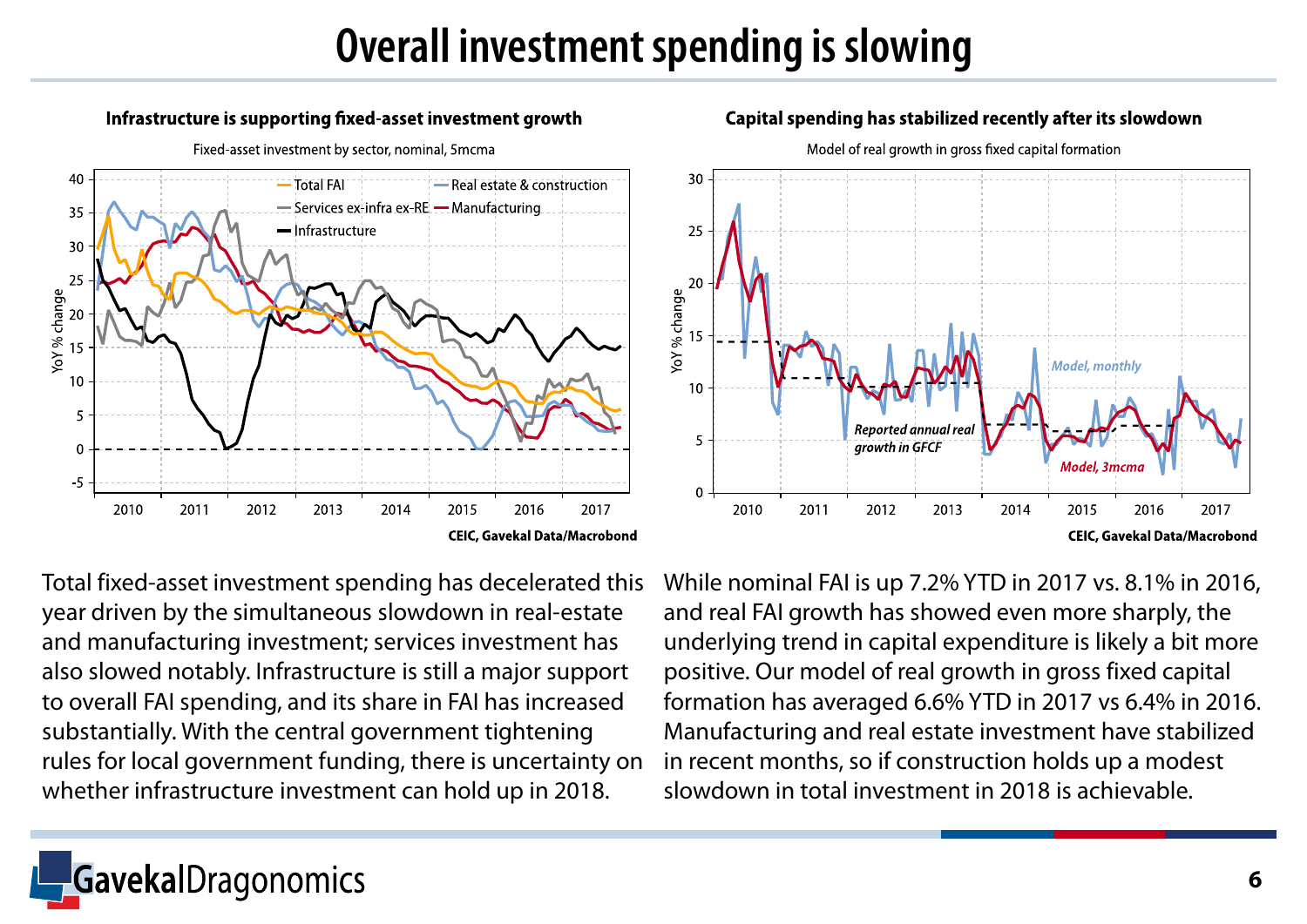# Overall investment spending is slowing

### Infrastructure is supporting fixed-asset investment growth

Fixed-asset investment by sector, nominal, 5mcma

CEIC, Gavekal Data/Macrobond

### Capital spending has stabilized recently after its slowdown

Model of real growth in gross fixed capital formation

CEIC, Gavekal Data/Macrobond

Total fixed-asset investment spending has decelerated this year driven by the simultaneous slowdown in real-estate and manufacturing investment; services investment has also slowed notably. Infrastructure is still a major support to overall FAI spending, and its share in FAI has increased substantially. With the central government tightening rules for local government funding, there is uncertainty on whether infrastructure investment can hold up in 2018.

While nominal FAI is up 7.2% YTD in 2017 vs. 8.1% in 2016, and real FAI growth has showed even more sharply, the underlying trend in capital expenditure is likely a bit more positive. Our model of real growth in gross fixed capital formation has averaged 6.6% YTD in 2017 vs 6.4% in 2016. Manufacturing and real estate investment have stabilized in recent months, so if construction holds up a modest slowdown in total investment in 2018 is achievable.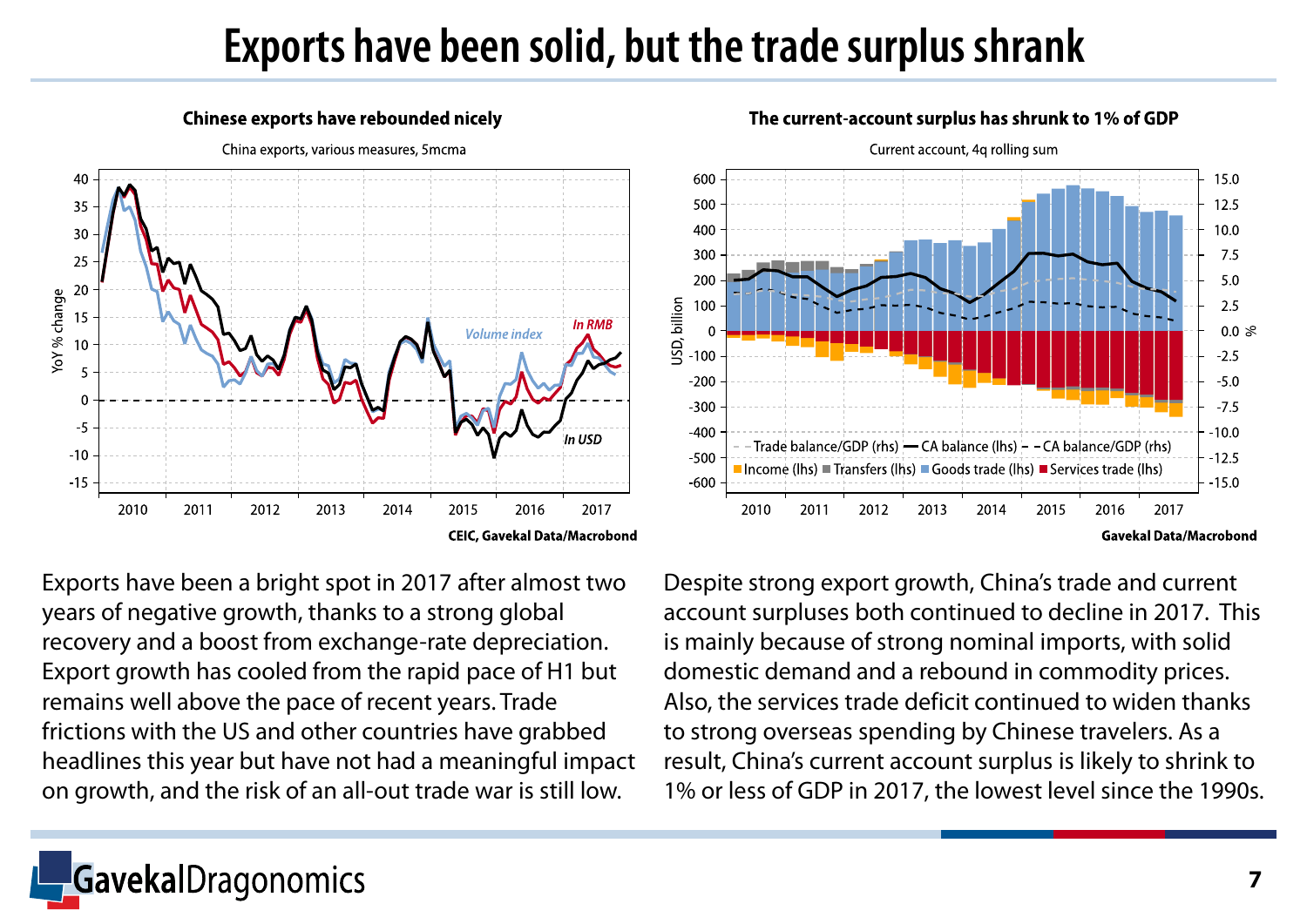# Exports have been solid, but the trade surplus shrank

### Chinese exports have rebounded nicely

China exports, various measures, 5mcma

CEIC, Gavekal Data/Macrobond

### The current-account surplus has shrunk to 1% of GDP

Current account, 4q rolling sum

Gavekal Data/Macrobond

Exports have been a bright spot in 2017 after almost two years of negative growth, thanks to a strong global recovery and a boost from exchange-rate depreciation. Export growth has cooled from the rapid pace of H1 but remains well above the pace of recent years. Trade frictions with the US and other countries have grabbed headlines this year but have not had a meaningful impact on growth, and the risk of an all-out trade war is still low.

Despite strong export growth, China's trade and current account surpluses both continued to decline in 2017. This is mainly because of strong nominal imports, with solid domestic demand and a rebound in commodity prices. Also, the services trade deficit continued to widen thanks to strong overseas spending by Chinese travelers. As a result, China's current account surplus is likely to shrink to 1% or less of GDP in 2017, the lowest level since the 1990s.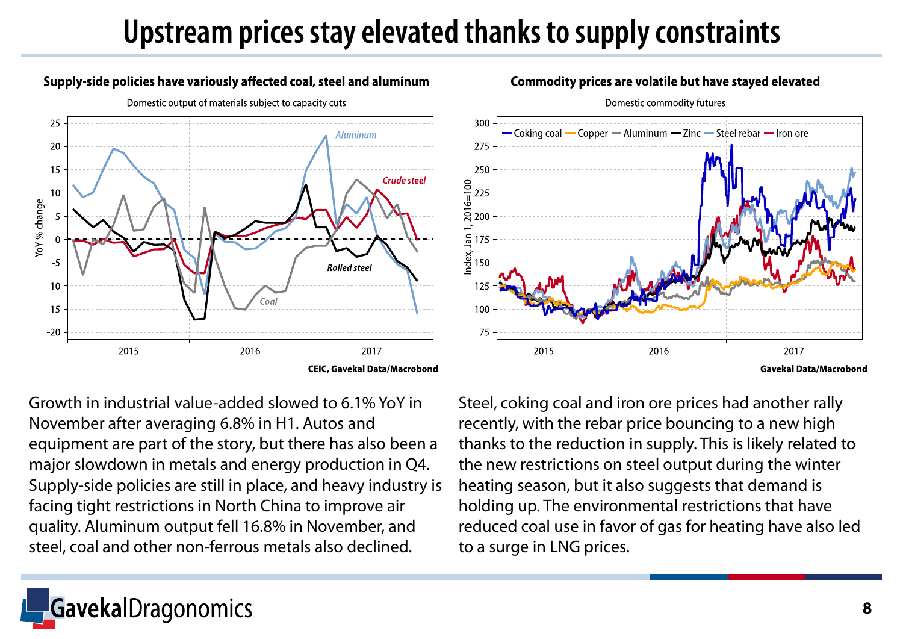# Upstream prices stay elevated thanks to supply constraints

**Supply-side policies have variously affected coal, steel and aluminum**

Domestic output of materials subject to capacity cuts

CEIC, Gavekal Data/Macrobond

**Commodity prices are volatile but have stayed elevated**

Domestic commodity futures

Gavekal Data/Macrobond

Growth in industrial value-added slowed to 6.1% YoY in November after averaging 6.8% in H1. Autos and equipment are part of the story, but there has also been a major slowdown in metals and energy production in Q4. Supply-side policies are still in place, and heavy industry is facing tight restrictions in North China to improve air quality. Aluminum output fell 16.8% in November, and steel, coal and other non-ferrous metals also declined.

Steel, coking coal and iron ore prices had another rally recently, with the rebar price bouncing to a new high thanks to the reduction in supply. This is likely related to the new restrictions on steel output during the winter heating season, but it also suggests that demand is holding up. The environmental restrictions that have reduced coal use in favor of gas for heating have also led to a surge in LNG prices.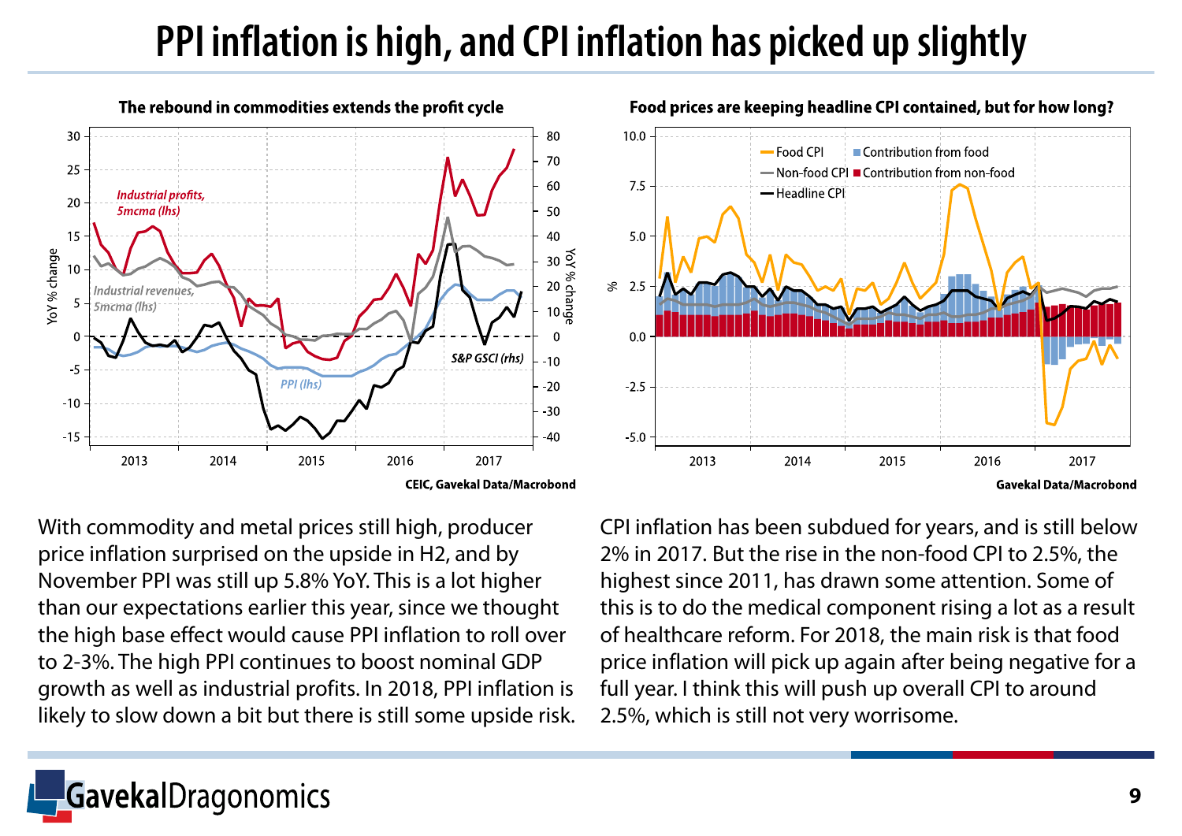# PPI inflation is high, and CPI inflation has picked up slightly

**The rebound in commodities extends the profit cycle**

CEIC, Gavekal Data/Macrobond

**Food prices are keeping headline CPI contained, but for how long?**

Gavekal Data/Macrobond

With commodity and metal prices still high, producer price inflation surprised on the upside in H2, and by November PPI was still up 5.8% YoY. This is a lot higher than our expectations earlier this year, since we thought the high base effect would cause PPI inflation to roll over to 2-3%. The high PPI continues to boost nominal GDP growth as well as industrial profits. In 2018, PPI inflation is likely to slow down a bit but there is still some upside risk.

CPI inflation has been subdued for years, and is still below 2% in 2017. But the rise in the non-food CPI to 2.5%, the highest since 2011, has drawn some attention. Some of this is to do the medical component rising a lot as a result of healthcare reform. For 2018, the main risk is that food price inflation will pick up again after being negative for a full year. I think this will push up overall CPI to around 2.5%, which is still not very worrisome.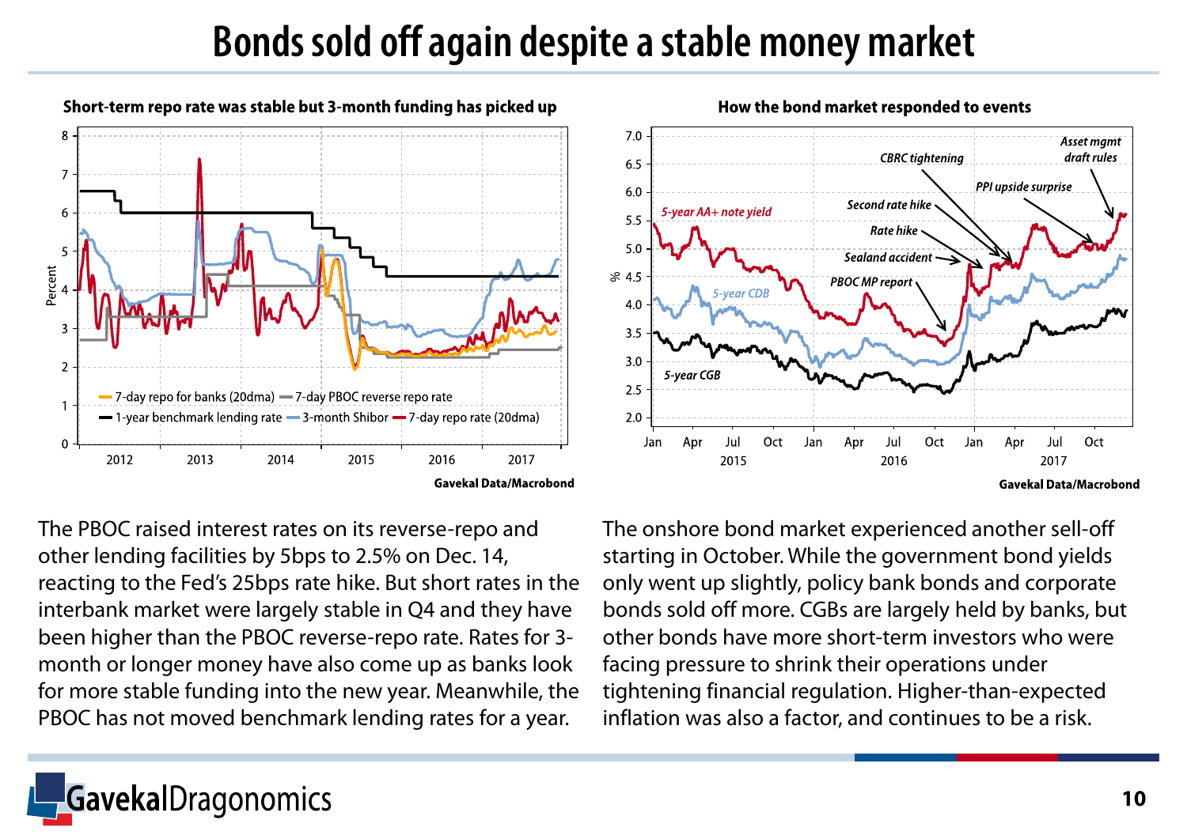# Bonds sold off again despite a stable money market

**Short-term repo rate was stable but 3-month funding has picked up**

Gavekal Data/Macrobond

**How the bond market responded to events**

Gavekal Data/Macrobond

The PBOC raised interest rates on its reverse-repo and other lending facilities by 5bps to 2.5% on Dec. 14, reacting to the Fed's 25bps rate hike. But short rates in the interbank market were largely stable in Q4 and they have been higher than the PBOC reverse-repo rate. Rates for 3-month or longer money have also come up as banks look for more stable funding into the new year. Meanwhile, the PBOC has not moved benchmark lending rates for a year.

The onshore bond market experienced another sell-off starting in October. While the government bond yields only went up slightly, policy bank bonds and corporate bonds sold off more. CGBs are largely held by banks, but other bonds have more short-term investors who were facing pressure to shrink their operations under tightening financial regulation. Higher-than-expected inflation was also a factor, and continues to be a risk.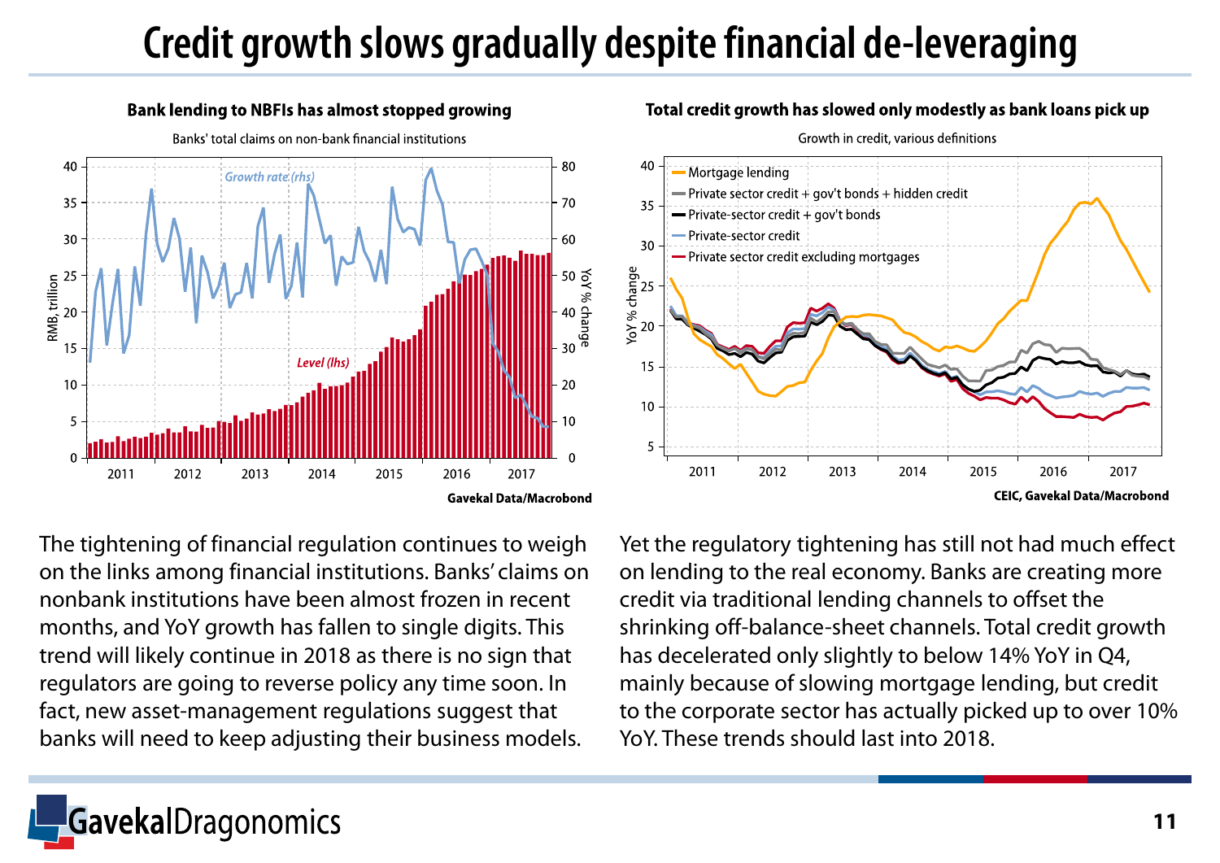# Credit growth slows gradually despite financial de-leveraging

**Bank lending to NBFIs has almost stopped growing**

Banks' total claims on non-bank financial institutions

Gavekal Data/Macrobond

**Total credit growth has slowed only modestly as bank loans pick up**

Growth in credit, various definitions

CEIC, Gavekal Data/Macrobond

The tightening of financial regulation continues to weigh on the links among financial institutions. Banks' claims on nonbank institutions have been almost frozen in recent months, and YoY growth has fallen to single digits. This trend will likely continue in 2018 as there is no sign that regulators are going to reverse policy any time soon. In fact, new asset-management regulations suggest that banks will need to keep adjusting their business models.

Yet the regulatory tightening has still not had much effect on lending to the real economy. Banks are creating more credit via traditional lending channels to offset the shrinking off-balance-sheet channels. Total credit growth has decelerated only slightly to below 14% YoY in Q4, mainly because of slowing mortgage lending, but credit to the corporate sector has actually picked up to over 10% YoY. These trends should last into 2018.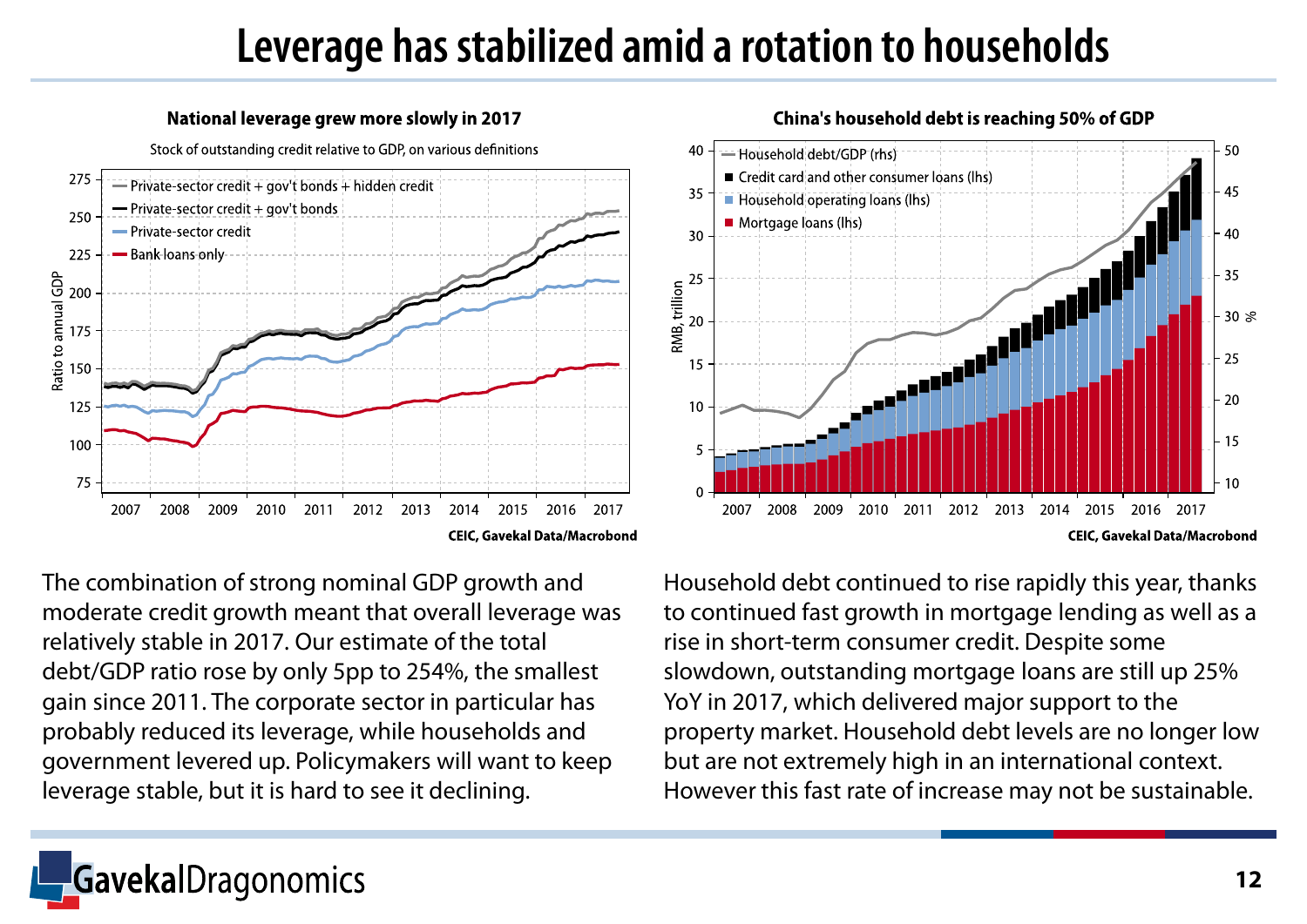# Leverage has stabilized amid a rotation to households

**National leverage grew more slowly in 2017**

Stock of outstanding credit relative to GDP, on various definitions

CEIC, Gavekal Data/Macrobond

**China's household debt is reaching 50% of GDP**

CEIC, Gavekal Data/Macrobond

The combination of strong nominal GDP growth and moderate credit growth meant that overall leverage was relatively stable in 2017. Our estimate of the total debt/GDP ratio rose by only 5pp to 254%, the smallest gain since 2011. The corporate sector in particular has probably reduced its leverage, while households and government levered up. Policymakers will want to keep leverage stable, but it is hard to see it declining.

Household debt continued to rise rapidly this year, thanks to continued fast growth in mortgage lending as well as a rise in short-term consumer credit. Despite some slowdown, outstanding mortgage loans are still up 25% YoY in 2017, which delivered major support to the property market. Household debt levels are no longer low but are not extremely high in an international context. However this fast rate of increase may not be sustainable.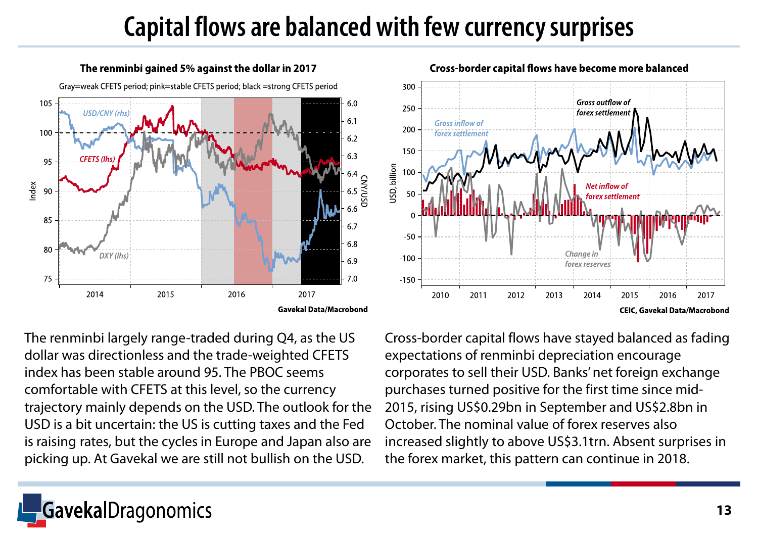# Capital flows are balanced with few currency surprises

**The renminbi gained 5% against the dollar in 2017**

Gray=weak CFETS period; pink=stable CFETS period; black =strong CFETS period

Gavekal Data/Macrobond

**Cross-border capital flows have become more balanced**

CEIC, Gavekal Data/Macrobond

The renminbi largely range-traded during Q4, as the US dollar was directionless and the trade-weighted CFETS index has been stable around 95. The PBOC seems comfortable with CFETS at this level, so the currency trajectory mainly depends on the USD. The outlook for the USD is a bit uncertain: the US is cutting taxes and the Fed is raising rates, but the cycles in Europe and Japan also are picking up. At Gavekal we are still not bullish on the USD.

Cross-border capital flows have stayed balanced as fading expectations of renminbi depreciation encourage corporates to sell their USD. Banks' net foreign exchange purchases turned positive for the first time since mid-2015, rising US$0.29bn in September and US$2.8bn in October. The nominal value of forex reserves also increased slightly to above US$3.1trn. Absent surprises in the forex market, this pattern can continue in 2018.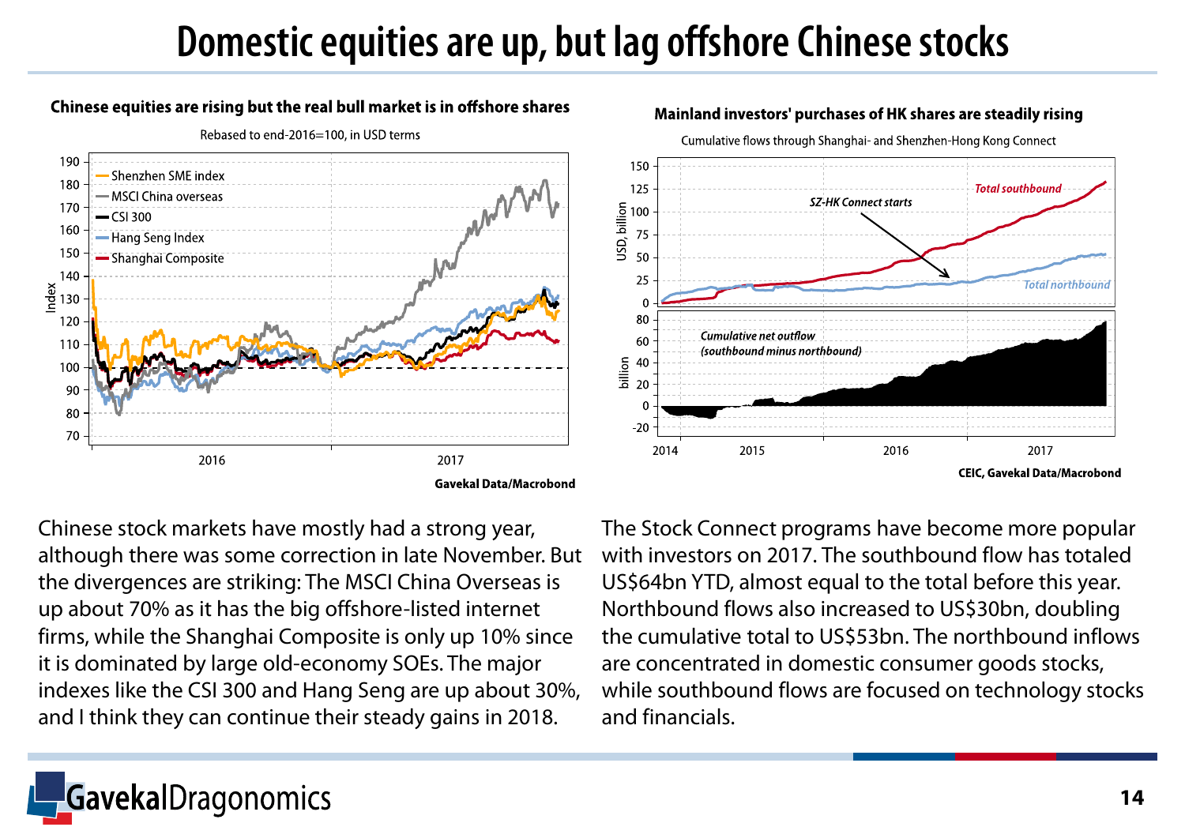# Domestic equities are up, but lag offshore Chinese stocks

**Chinese equities are rising but the real bull market is in offshore shares**

Rebased to end-2016=100, in USD terms

Gavekal Data/Macrobond

**Mainland investors' purchases of HK shares are steadily rising**

Cumulative flows through Shanghai- and Shenzhen-Hong Kong Connect

CEIC, Gavekal Data/Macrobond

Chinese stock markets have mostly had a strong year, although there was some correction in late November. But the divergences are striking: The MSCI China Overseas is up about 70% as it has the big offshore-listed internet firms, while the Shanghai Composite is only up 10% since it is dominated by large old-economy SOEs. The major indexes like the CSI 300 and Hang Seng are up about 30%, and I think they can continue their steady gains in 2018.

The Stock Connect programs have become more popular with investors on 2017. The southbound flow has totaled US$64bn YTD, almost equal to the total before this year. Northbound flows also increased to US$30bn, doubling the cumulative total to US$53bn. The northbound inflows are concentrated in domestic consumer goods stocks, while southbound flows are focused on technology stocks and financials.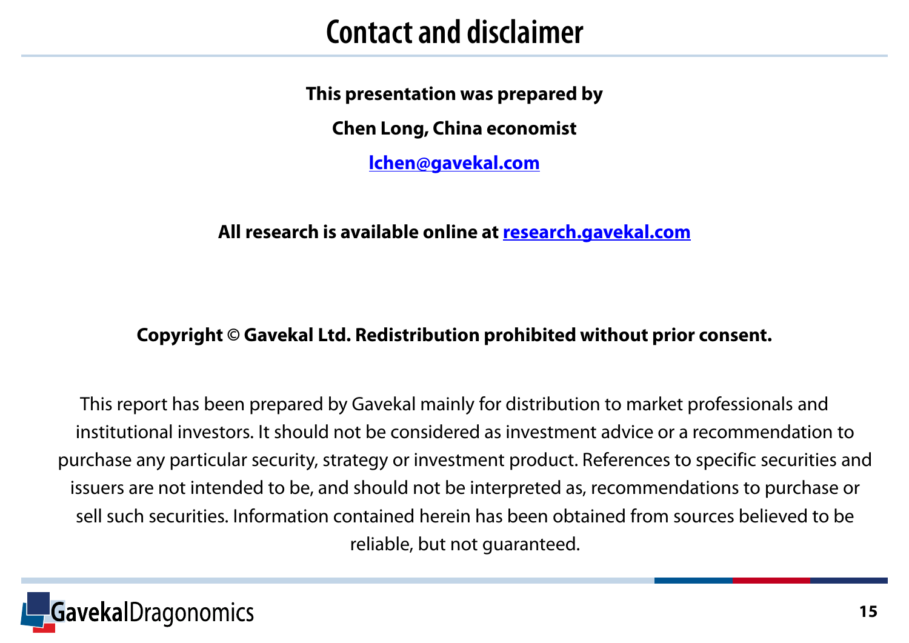# Contact and disclaimer

**This presentation was prepared by**

**Chen Long, China economist**

**lchen@gavekal.com**

**All research is available online at research.gavekal.com**

**Copyright © Gavekal Ltd. Redistribution prohibited without prior consent.**

This report has been prepared by Gavekal mainly for distribution to market professionals and institutional investors. It should not be considered as investment advice or a recommendation to purchase any particular security, strategy or investment product. References to specific securities and issuers are not intended to be, and should not be interpreted as, recommendations to purchase or sell such securities. Information contained herein has been obtained from sources believed to be reliable, but not guaranteed.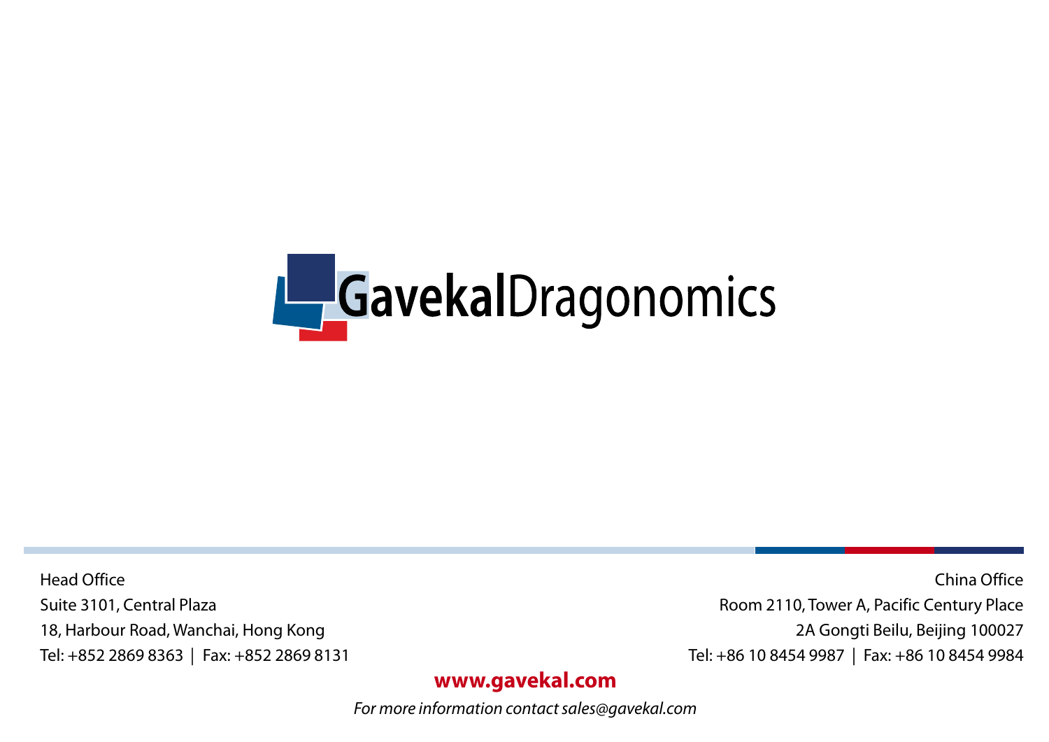GavekalDragonomics

Head Office
Suite 3101, Central Plaza
18, Harbour Road, Wanchai, Hong Kong
Tel: +852 2869 8363 | Fax: +852 2869 8131

China Office
Room 2110, Tower A, Pacific Century Place
2A Gongti Beilu, Beijing 100027
Tel: +86 10 8454 9987 | Fax: +86 10 8454 9984

**www.gavekal.com**

*For more information contact sales@gavekal.com*